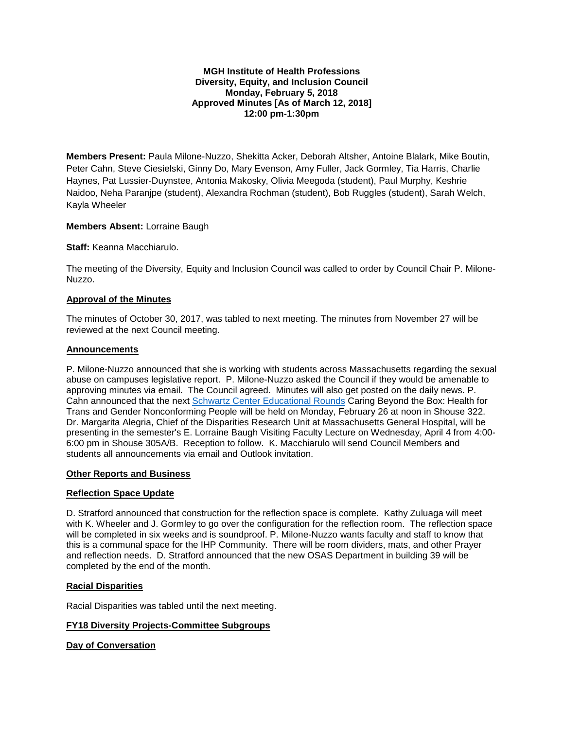**MGH Institute of Health Professions**
**Diversity, Equity, and Inclusion Council**
**Monday, February 5, 2018**
**Approved Minutes [As of March 12, 2018]**
**12:00 pm-1:30pm**

**Members Present:** Paula Milone-Nuzzo, Shekitta Acker, Deborah Altsher, Antoine Blalark, Mike Boutin, Peter Cahn, Steve Ciesielski, Ginny Do, Mary Evenson, Amy Fuller, Jack Gormley, Tia Harris, Charlie Haynes, Pat Lussier-Duynstee, Antonia Makosky, Olivia Meegoda (student), Paul Murphy, Keshrie Naidoo, Neha Paranjpe (student), Alexandra Rochman (student), Bob Ruggles (student), Sarah Welch, Kayla Wheeler

**Members Absent:** Lorraine Baugh

**Staff:** Keanna Macchiarulo.

The meeting of the Diversity, Equity and Inclusion Council was called to order by Council Chair P. Milone-Nuzzo.

**Approval of the Minutes**

The minutes of October 30, 2017, was tabled to next meeting. The minutes from November 27 will be reviewed at the next Council meeting.

**Announcements**

P. Milone-Nuzzo announced that she is working with students across Massachusetts regarding the sexual abuse on campuses legislative report. P. Milone-Nuzzo asked the Council if they would be amenable to approving minutes via email. The Council agreed. Minutes will also get posted on the daily news. P. Cahn announced that the next Schwartz Center Educational Rounds Caring Beyond the Box: Health for Trans and Gender Nonconforming People will be held on Monday, February 26 at noon in Shouse 322. Dr. Margarita Alegria, Chief of the Disparities Research Unit at Massachusetts General Hospital, will be presenting in the semester's E. Lorraine Baugh Visiting Faculty Lecture on Wednesday, April 4 from 4:00-6:00 pm in Shouse 305A/B. Reception to follow. K. Macchiarulo will send Council Members and students all announcements via email and Outlook invitation.

**Other Reports and Business**

**Reflection Space Update**

D. Stratford announced that construction for the reflection space is complete. Kathy Zuluaga will meet with K. Wheeler and J. Gormley to go over the configuration for the reflection room. The reflection space will be completed in six weeks and is soundproof. P. Milone-Nuzzo wants faculty and staff to know that this is a communal space for the IHP Community. There will be room dividers, mats, and other Prayer and reflection needs. D. Stratford announced that the new OSAS Department in building 39 will be completed by the end of the month.

**Racial Disparities**

Racial Disparities was tabled until the next meeting.

**FY18 Diversity Projects-Committee Subgroups**

**Day of Conversation**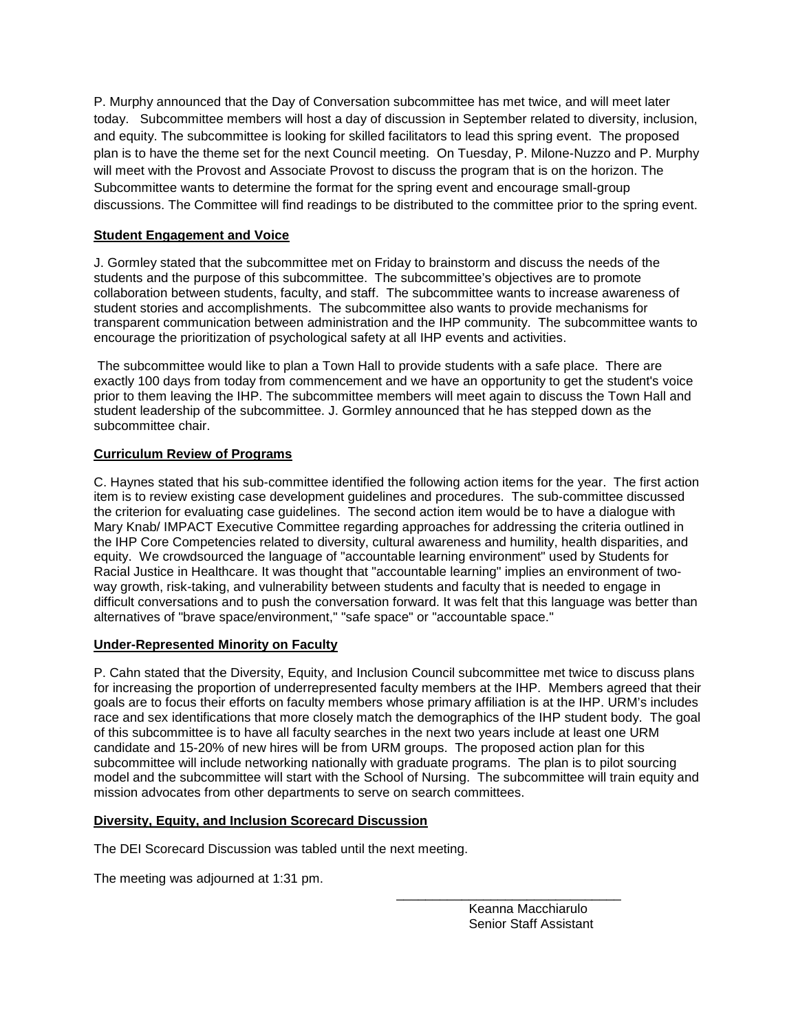P. Murphy announced that the Day of Conversation subcommittee has met twice, and will meet later today. Subcommittee members will host a day of discussion in September related to diversity, inclusion, and equity. The subcommittee is looking for skilled facilitators to lead this spring event. The proposed plan is to have the theme set for the next Council meeting. On Tuesday, P. Milone-Nuzzo and P. Murphy will meet with the Provost and Associate Provost to discuss the program that is on the horizon. The Subcommittee wants to determine the format for the spring event and encourage small-group discussions. The Committee will find readings to be distributed to the committee prior to the spring event.

**Student Engagement and Voice**

J. Gormley stated that the subcommittee met on Friday to brainstorm and discuss the needs of the students and the purpose of this subcommittee. The subcommittee's objectives are to promote collaboration between students, faculty, and staff. The subcommittee wants to increase awareness of student stories and accomplishments. The subcommittee also wants to provide mechanisms for transparent communication between administration and the IHP community. The subcommittee wants to encourage the prioritization of psychological safety at all IHP events and activities.

The subcommittee would like to plan a Town Hall to provide students with a safe place. There are exactly 100 days from today from commencement and we have an opportunity to get the student's voice prior to them leaving the IHP. The subcommittee members will meet again to discuss the Town Hall and student leadership of the subcommittee. J. Gormley announced that he has stepped down as the subcommittee chair.

**Curriculum Review of Programs**

C. Haynes stated that his sub-committee identified the following action items for the year. The first action item is to review existing case development guidelines and procedures. The sub-committee discussed the criterion for evaluating case guidelines. The second action item would be to have a dialogue with Mary Knab/ IMPACT Executive Committee regarding approaches for addressing the criteria outlined in the IHP Core Competencies related to diversity, cultural awareness and humility, health disparities, and equity. We crowdsourced the language of "accountable learning environment" used by Students for Racial Justice in Healthcare. It was thought that "accountable learning" implies an environment of two-way growth, risk-taking, and vulnerability between students and faculty that is needed to engage in difficult conversations and to push the conversation forward. It was felt that this language was better than alternatives of "brave space/environment," "safe space" or "accountable space."

**Under-Represented Minority on Faculty**

P. Cahn stated that the Diversity, Equity, and Inclusion Council subcommittee met twice to discuss plans for increasing the proportion of underrepresented faculty members at the IHP. Members agreed that their goals are to focus their efforts on faculty members whose primary affiliation is at the IHP. URM's includes race and sex identifications that more closely match the demographics of the IHP student body. The goal of this subcommittee is to have all faculty searches in the next two years include at least one URM candidate and 15-20% of new hires will be from URM groups. The proposed action plan for this subcommittee will include networking nationally with graduate programs. The plan is to pilot sourcing model and the subcommittee will start with the School of Nursing. The subcommittee will train equity and mission advocates from other departments to serve on search committees.

**Diversity, Equity, and Inclusion Scorecard Discussion**

The DEI Scorecard Discussion was tabled until the next meeting.

The meeting was adjourned at 1:31 pm.

\_\_\_\_\_\_\_\_\_\_\_\_\_\_\_\_\_\_\_\_\_\_\_\_\_\_\_\_\_\_\_\_

Keanna Macchiarulo
Senior Staff Assistant